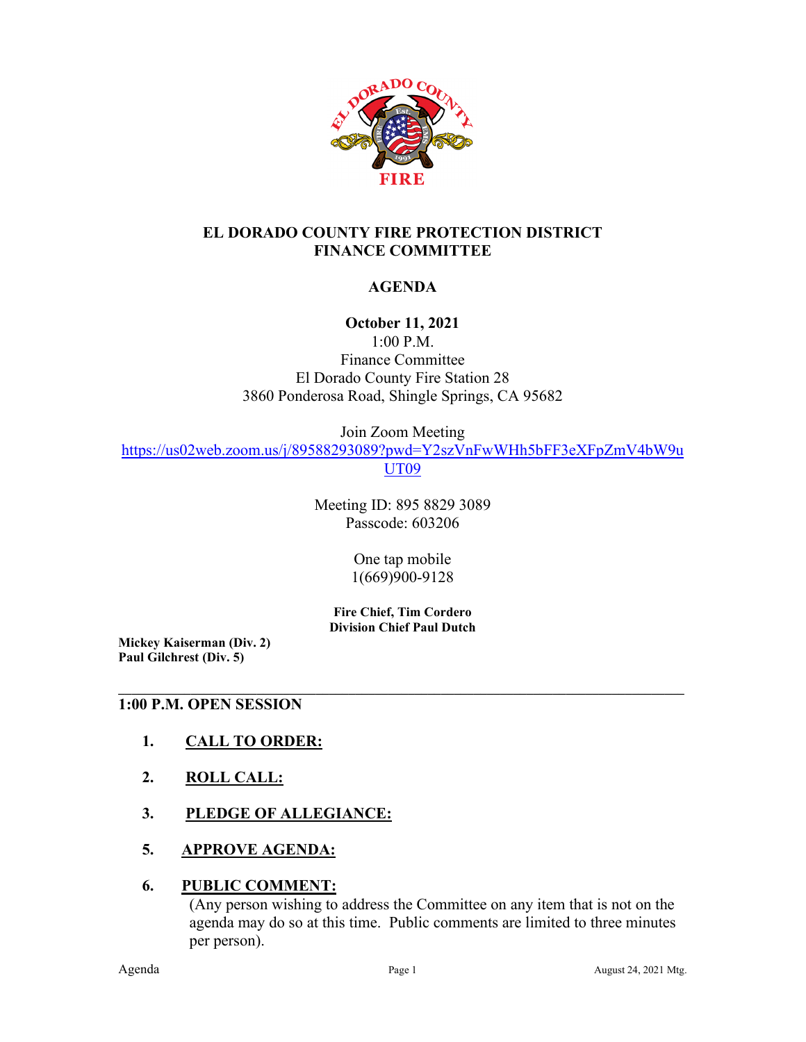# EL DORADO COUNTY FIRE PROTECTION DISTRICT
# FINANCE COMMITTEE

## AGENDA

**October 11, 2021**
1:00 P.M.
Finance Committee
El Dorado County Fire Station 28
3860 Ponderosa Road, Shingle Springs, CA 95682

Join Zoom Meeting
https://us02web.zoom.us/j/89588293089?pwd=Y2szVnFwWHh5bFF3eXFpZmV4bW9uUT09

Meeting ID: 895 8829 3089
Passcode: 603206

One tap mobile
1(669)900-9128

**Fire Chief, Tim Cordero**
**Division Chief Paul Dutch**

**Mickey Kaiserman (Div. 2)**
**Paul Gilchrest (Div. 5)**

---

### 1:00 P.M. OPEN SESSION

1. **CALL TO ORDER:**

2. **ROLL CALL:**

3. **PLEDGE OF ALLEGIANCE:**

5. **APPROVE AGENDA:**

6. **PUBLIC COMMENT:**
   (Any person wishing to address the Committee on any item that is not on the agenda may do so at this time. Public comments are limited to three minutes per person).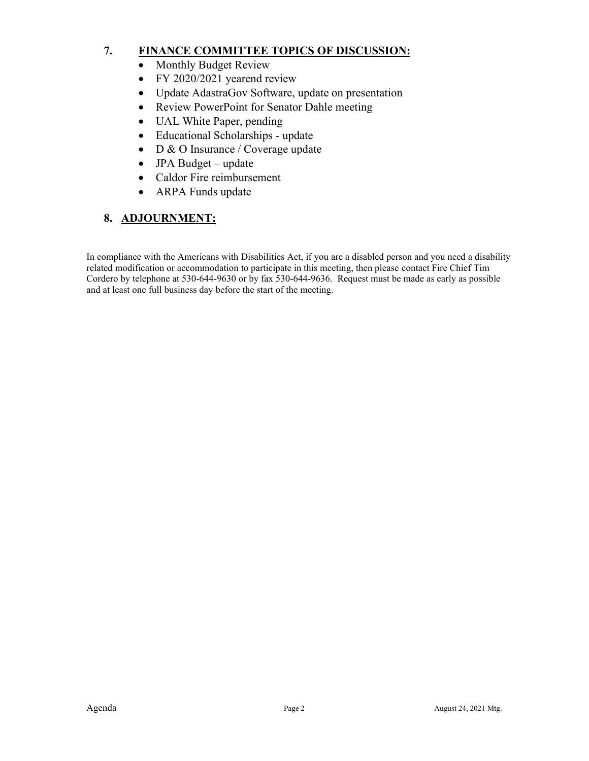## 7. FINANCE COMMITTEE TOPICS OF DISCUSSION:

- Monthly Budget Review
- FY 2020/2021 yearend review
- Update AdastraGov Software, update on presentation
- Review PowerPoint for Senator Dahle meeting
- UAL White Paper, pending
- Educational Scholarships - update
- D & O Insurance / Coverage update
- JPA Budget – update
- Caldor Fire reimbursement
- ARPA Funds update

## 8. ADJOURNMENT:

In compliance with the Americans with Disabilities Act, if you are a disabled person and you need a disability related modification or accommodation to participate in this meeting, then please contact Fire Chief Tim Cordero by telephone at 530-644-9630 or by fax 530-644-9636. Request must be made as early as possible and at least one full business day before the start of the meeting.